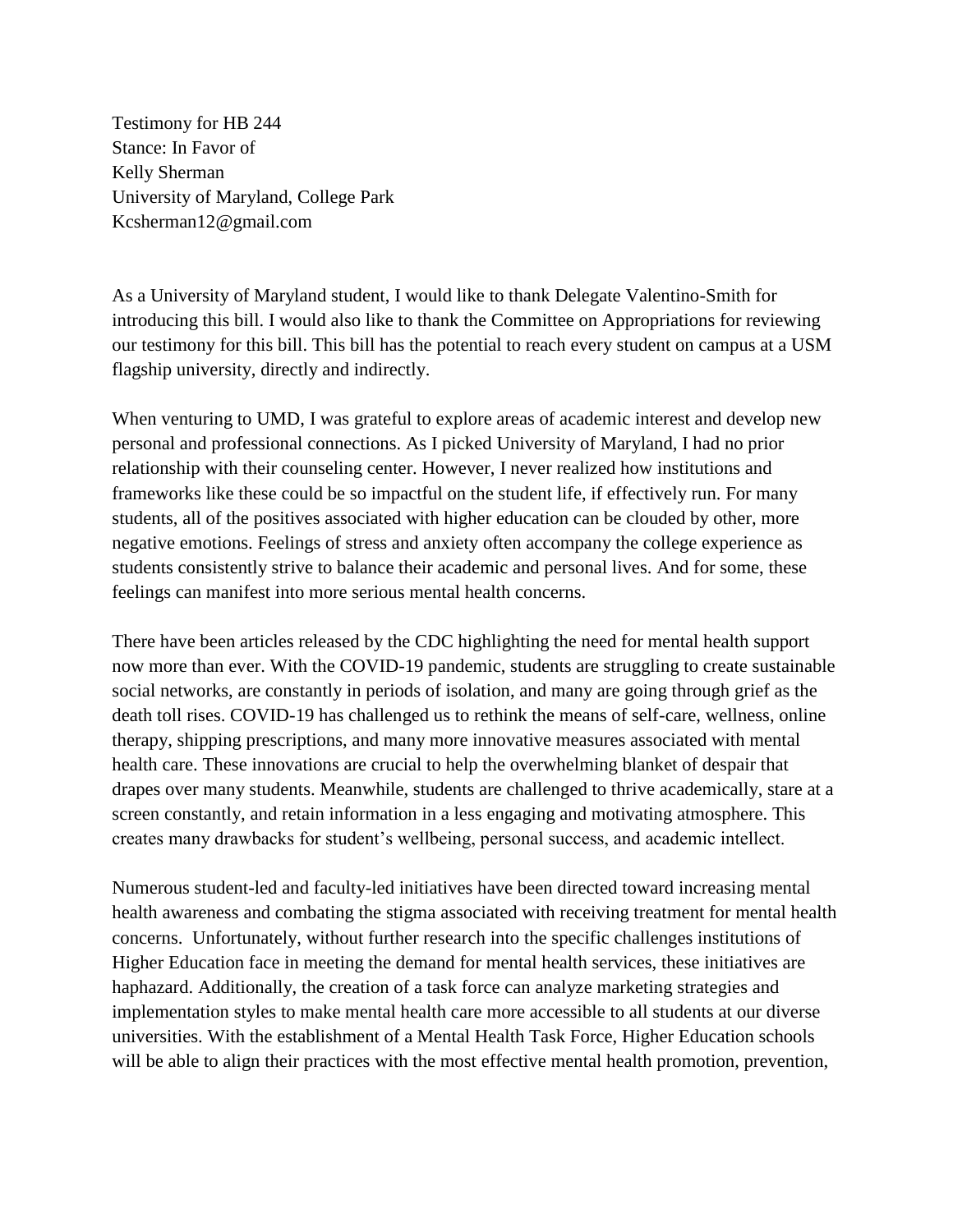Testimony for HB 244
Stance: In Favor of
Kelly Sherman
University of Maryland, College Park
Kcsherman12@gmail.com

As a University of Maryland student, I would like to thank Delegate Valentino-Smith for introducing this bill. I would also like to thank the Committee on Appropriations for reviewing our testimony for this bill. This bill has the potential to reach every student on campus at a USM flagship university, directly and indirectly.

When venturing to UMD, I was grateful to explore areas of academic interest and develop new personal and professional connections. As I picked University of Maryland, I had no prior relationship with their counseling center. However, I never realized how institutions and frameworks like these could be so impactful on the student life, if effectively run. For many students, all of the positives associated with higher education can be clouded by other, more negative emotions. Feelings of stress and anxiety often accompany the college experience as students consistently strive to balance their academic and personal lives. And for some, these feelings can manifest into more serious mental health concerns.

There have been articles released by the CDC highlighting the need for mental health support now more than ever. With the COVID-19 pandemic, students are struggling to create sustainable social networks, are constantly in periods of isolation, and many are going through grief as the death toll rises. COVID-19 has challenged us to rethink the means of self-care, wellness, online therapy, shipping prescriptions, and many more innovative measures associated with mental health care. These innovations are crucial to help the overwhelming blanket of despair that drapes over many students. Meanwhile, students are challenged to thrive academically, stare at a screen constantly, and retain information in a less engaging and motivating atmosphere. This creates many drawbacks for student's wellbeing, personal success, and academic intellect.

Numerous student-led and faculty-led initiatives have been directed toward increasing mental health awareness and combating the stigma associated with receiving treatment for mental health concerns. Unfortunately, without further research into the specific challenges institutions of Higher Education face in meeting the demand for mental health services, these initiatives are haphazard. Additionally, the creation of a task force can analyze marketing strategies and implementation styles to make mental health care more accessible to all students at our diverse universities. With the establishment of a Mental Health Task Force, Higher Education schools will be able to align their practices with the most effective mental health promotion, prevention,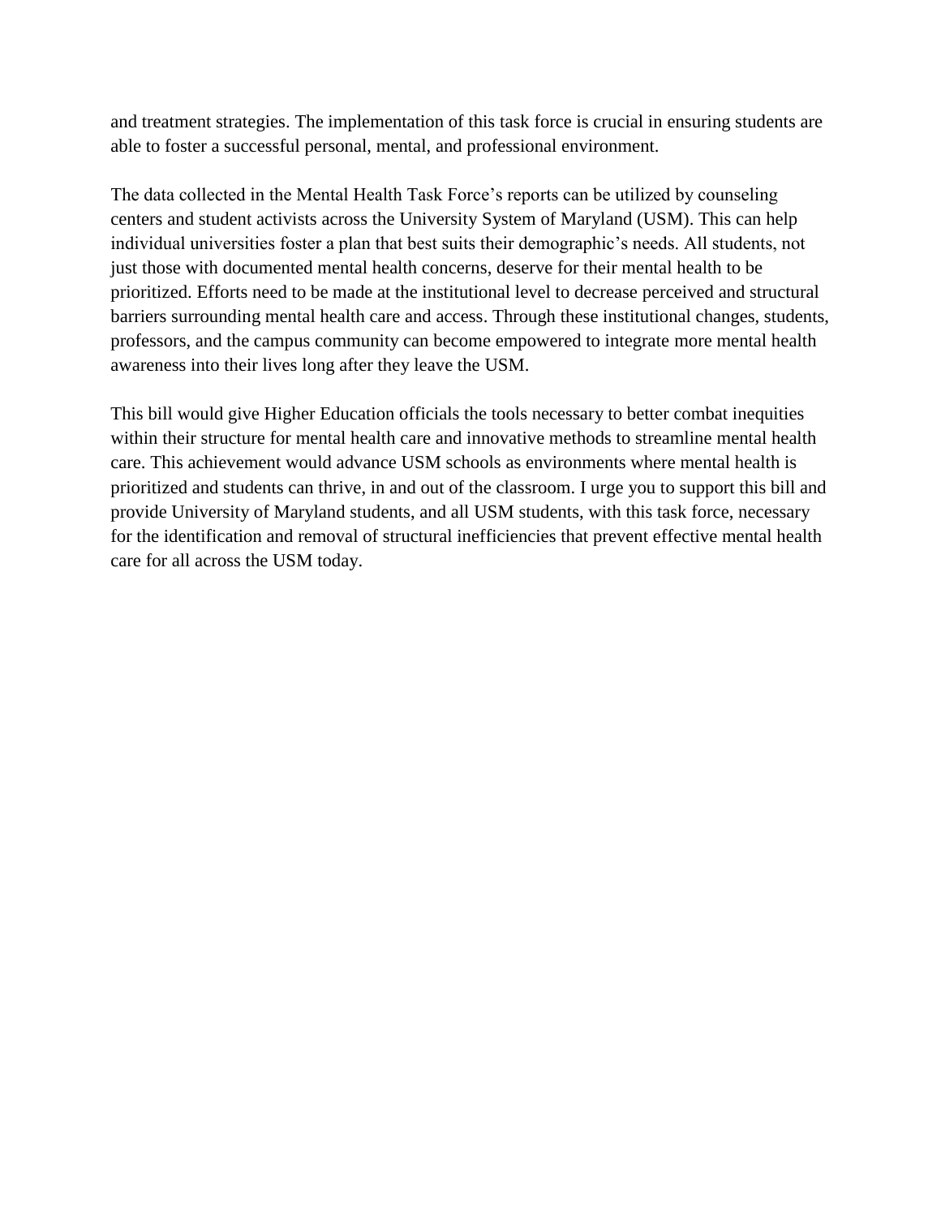and treatment strategies. The implementation of this task force is crucial in ensuring students are able to foster a successful personal, mental, and professional environment.

The data collected in the Mental Health Task Force's reports can be utilized by counseling centers and student activists across the University System of Maryland (USM). This can help individual universities foster a plan that best suits their demographic's needs. All students, not just those with documented mental health concerns, deserve for their mental health to be prioritized. Efforts need to be made at the institutional level to decrease perceived and structural barriers surrounding mental health care and access. Through these institutional changes, students, professors, and the campus community can become empowered to integrate more mental health awareness into their lives long after they leave the USM.

This bill would give Higher Education officials the tools necessary to better combat inequities within their structure for mental health care and innovative methods to streamline mental health care. This achievement would advance USM schools as environments where mental health is prioritized and students can thrive, in and out of the classroom. I urge you to support this bill and provide University of Maryland students, and all USM students, with this task force, necessary for the identification and removal of structural inefficiencies that prevent effective mental health care for all across the USM today.